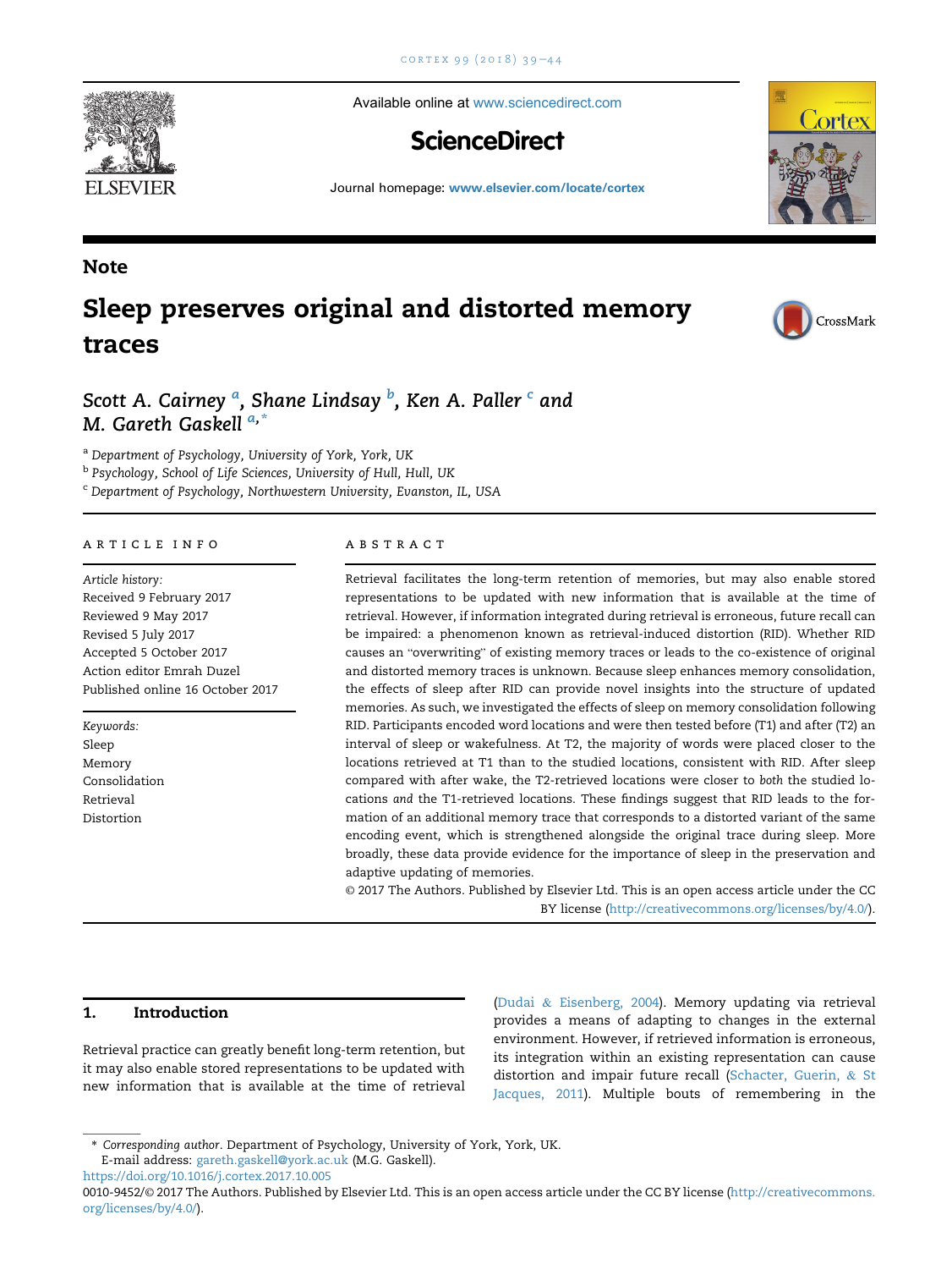Available online at www.sciencedirect.com

ScienceDirect

Journal homepage: www.elsevier.com/locate/cortex

Note

# Sleep preserves original and distorted memory traces

Scott A. Cairney [a], Shane Lindsay [b], Ken A. Paller [c] and M. Gareth Gaskell [a,*]

[a] Department of Psychology, University of York, York, UK

[b] Psychology, School of Life Sciences, University of Hull, Hull, UK

[c] Department of Psychology, Northwestern University, Evanston, IL, USA

## ARTICLE INFO

*Article history:*
Received 9 February 2017
Reviewed 9 May 2017
Revised 5 July 2017
Accepted 5 October 2017
Action editor Emrah Duzel
Published online 16 October 2017

*Keywords:*
Sleep
Memory
Consolidation
Retrieval
Distortion

## ABSTRACT

Retrieval facilitates the long-term retention of memories, but may also enable stored representations to be updated with new information that is available at the time of retrieval. However, if information integrated during retrieval is erroneous, future recall can be impaired: a phenomenon known as retrieval-induced distortion (RID). Whether RID causes an "overwriting" of existing memory traces or leads to the co-existence of original and distorted memory traces is unknown. Because sleep enhances memory consolidation, the effects of sleep after RID can provide novel insights into the structure of updated memories. As such, we investigated the effects of sleep on memory consolidation following RID. Participants encoded word locations and were then tested before (T1) and after (T2) an interval of sleep or wakefulness. At T2, the majority of words were placed closer to the locations retrieved at T1 than to the studied locations, consistent with RID. After sleep compared with after wake, the T2-retrieved locations were closer to *both* the studied locations *and* the T1-retrieved locations. These findings suggest that RID leads to the formation of an additional memory trace that corresponds to a distorted variant of the same encoding event, which is strengthened alongside the original trace during sleep. More broadly, these data provide evidence for the importance of sleep in the preservation and adaptive updating of memories.

© 2017 The Authors. Published by Elsevier Ltd. This is an open access article under the CC BY license (http://creativecommons.org/licenses/by/4.0/).

## 1. Introduction

Retrieval practice can greatly benefit long-term retention, but it may also enable stored representations to be updated with new information that is available at the time of retrieval (Dudai & Eisenberg, 2004). Memory updating via retrieval provides a means of adapting to changes in the external environment. However, if retrieved information is erroneous, its integration within an existing representation can cause distortion and impair future recall (Schacter, Guerin, & St Jacques, 2011). Multiple bouts of remembering in the

\* *Corresponding author*. Department of Psychology, University of York, York, UK.
E-mail address: gareth.gaskell@york.ac.uk (M.G. Gaskell).

https://doi.org/10.1016/j.cortex.2017.10.005

0010-9452/© 2017 The Authors. Published by Elsevier Ltd. This is an open access article under the CC BY license (http://creativecommons.org/licenses/by/4.0/).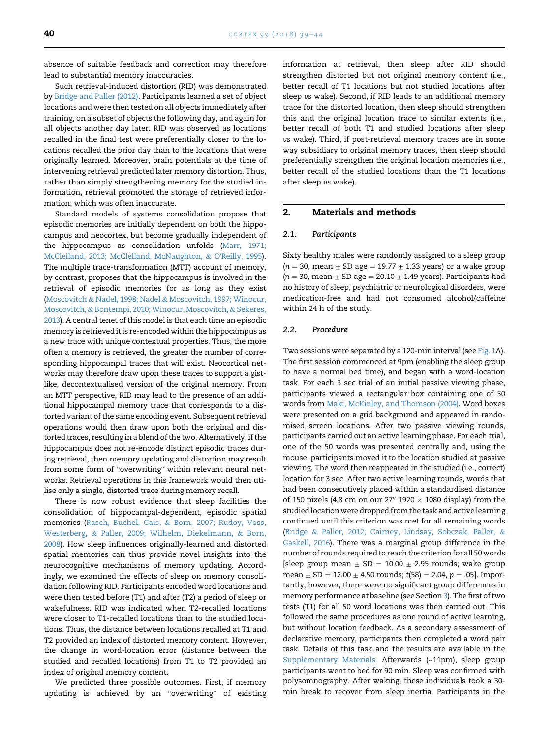absence of suitable feedback and correction may therefore lead to substantial memory inaccuracies.

Such retrieval-induced distortion (RID) was demonstrated by Bridge and Paller (2012). Participants learned a set of object locations and were then tested on all objects immediately after training, on a subset of objects the following day, and again for all objects another day later. RID was observed as locations recalled in the final test were preferentially closer to the locations recalled the prior day than to the locations that were originally learned. Moreover, brain potentials at the time of intervening retrieval predicted later memory distortion. Thus, rather than simply strengthening memory for the studied information, retrieval promoted the storage of retrieved information, which was often inaccurate.

Standard models of systems consolidation propose that episodic memories are initially dependent on both the hippocampus and neocortex, but become gradually independent of the hippocampus as consolidation unfolds (Marr, 1971; McClelland, 2013; McClelland, McNaughton, & O'Reilly, 1995). The multiple trace-transformation (MTT) account of memory, by contrast, proposes that the hippocampus is involved in the retrieval of episodic memories for as long as they exist (Moscovitch & Nadel, 1998; Nadel & Moscovitch, 1997; Winocur, Moscovitch, & Bontempi, 2010; Winocur, Moscovitch, & Sekeres, 2013). A central tenet of this model is that each time an episodic memory is retrieved it is re-encoded within the hippocampus as a new trace with unique contextual properties. Thus, the more often a memory is retrieved, the greater the number of corresponding hippocampal traces that will exist. Neocortical networks may therefore draw upon these traces to support a gist-like, decontextualised version of the original memory. From an MTT perspective, RID may lead to the presence of an additional hippocampal memory trace that corresponds to a distorted variant of the same encoding event. Subsequent retrieval operations would then draw upon both the original and distorted traces, resulting in a blend of the two. Alternatively, if the hippocampus does not re-encode distinct episodic traces during retrieval, then memory updating and distortion may result from some form of "overwriting" within relevant neural networks. Retrieval operations in this framework would then utilise only a single, distorted trace during memory recall.

There is now robust evidence that sleep facilities the consolidation of hippocampal-dependent, episodic spatial memories (Rasch, Buchel, Gais, & Born, 2007; Rudoy, Voss, Westerberg, & Paller, 2009; Wilhelm, Diekelmann, & Born, 2008). How sleep influences originally-learned and distorted spatial memories can thus provide novel insights into the neurocognitive mechanisms of memory updating. Accordingly, we examined the effects of sleep on memory consolidation following RID. Participants encoded word locations and were then tested before (T1) and after (T2) a period of sleep or wakefulness. RID was indicated when T2-recalled locations were closer to T1-recalled locations than to the studied locations. Thus, the distance between locations recalled at T1 and T2 provided an index of distorted memory content. However, the change in word-location error (distance between the studied and recalled locations) from T1 to T2 provided an index of original memory content.

We predicted three possible outcomes. First, if memory updating is achieved by an "overwriting" of existing information at retrieval, then sleep after RID should strengthen distorted but not original memory content (i.e., better recall of T1 locations but not studied locations after sleep *vs* wake). Second, if RID leads to an additional memory trace for the distorted location, then sleep should strengthen this and the original location trace to similar extents (i.e., better recall of both T1 and studied locations after sleep *vs* wake). Third, if post-retrieval memory traces are in some way subsidiary to original memory traces, then sleep should preferentially strengthen the original location memories (i.e., better recall of the studied locations than the T1 locations after sleep *vs* wake).

## 2. Materials and methods

### 2.1. Participants

Sixty healthy males were randomly assigned to a sleep group ($n = 30$, mean ± SD age = 19.77 ± 1.33 years) or a wake group ($n = 30$, mean ± SD age = 20.10 ± 1.49 years). Participants had no history of sleep, psychiatric or neurological disorders, were medication-free and had not consumed alcohol/caffeine within 24 h of the study.

### 2.2. Procedure

Two sessions were separated by a 120-min interval (see Fig. 1A). The first session commenced at 9pm (enabling the sleep group to have a normal bed time), and began with a word-location task. For each 3 sec trial of an initial passive viewing phase, participants viewed a rectangular box containing one of 50 words from Maki, McKinley, and Thomson (2004). Word boxes were presented on a grid background and appeared in randomised screen locations. After two passive viewing rounds, participants carried out an active learning phase. For each trial, one of the 50 words was presented centrally and, using the mouse, participants moved it to the location studied at passive viewing. The word then reappeared in the studied (i.e., correct) location for 3 sec. After two active learning rounds, words that had been consecutively placed within a standardised distance of 150 pixels (4.8 cm on our 27″ 1920 × 1080 display) from the studied location were dropped from the task and active learning continued until this criterion was met for all remaining words (Bridge & Paller, 2012; Cairney, Lindsay, Sobczak, Paller, & Gaskell, 2016). There was a marginal group difference in the number of rounds required to reach the criterion for all 50 words [sleep group mean ± SD = 10.00 ± 2.95 rounds; wake group mean ± SD = 12.00 ± 4.50 rounds; $t(58) = 2.04$, $p = .05$]. Importantly, however, there were no significant group differences in memory performance at baseline (see Section 3). The first of two tests (T1) for all 50 word locations was then carried out. This followed the same procedures as one round of active learning, but without location feedback. As a secondary assessment of declarative memory, participants then completed a word pair task. Details of this task and the results are available in the Supplementary Materials. Afterwards (~11pm), sleep group participants went to bed for 90 min. Sleep was confirmed with polysomnography. After waking, these individuals took a 30-min break to recover from sleep inertia. Participants in the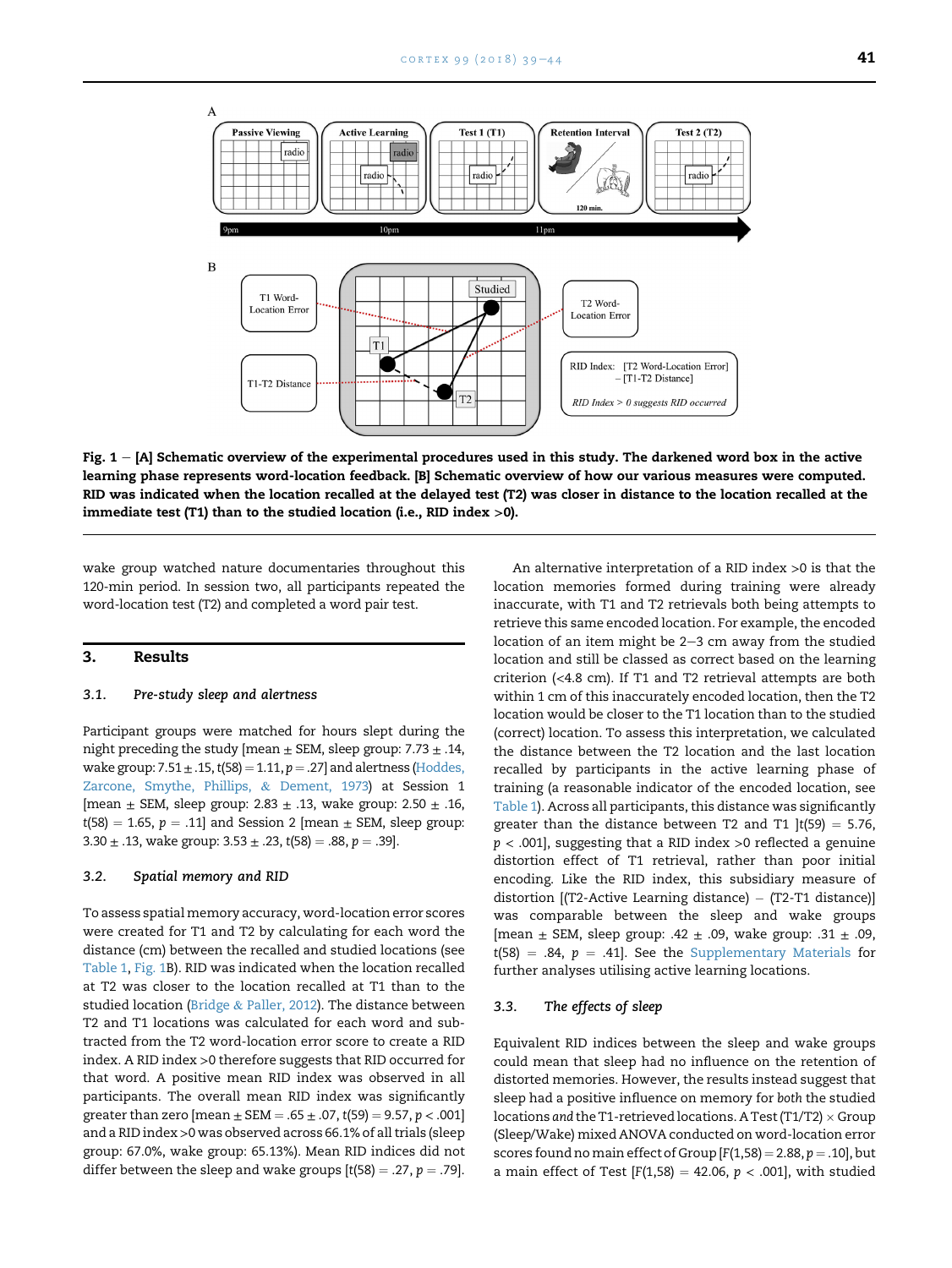Fig. 1 — [A] Schematic overview of the experimental procedures used in this study. The darkened word box in the active learning phase represents word-location feedback. [B] Schematic overview of how our various measures were computed. RID was indicated when the location recalled at the delayed test (T2) was closer in distance to the location recalled at the immediate test (T1) than to the studied location (i.e., RID index >0).

wake group watched nature documentaries throughout this 120-min period. In session two, all participants repeated the word-location test (T2) and completed a word pair test.

## 3. Results

### 3.1. Pre-study sleep and alertness

Participant groups were matched for hours slept during the night preceding the study [mean ± SEM, sleep group: 7.73 ± .14, wake group: 7.51 ± .15, $t(58) = 1.11$, $p = .27$] and alertness (Hoddes, Zarcone, Smythe, Phillips, & Dement, 1973) at Session 1 [mean ± SEM, sleep group: 2.83 ± .13, wake group: 2.50 ± .16, $t(58) = 1.65$, $p = .11$] and Session 2 [mean ± SEM, sleep group: 3.30 ± .13, wake group: 3.53 ± .23, $t(58) = .88$, $p = .39$].

### 3.2. Spatial memory and RID

To assess spatial memory accuracy, word-location error scores were created for T1 and T2 by calculating for each word the distance (cm) between the recalled and studied locations (see Table 1, Fig. 1B). RID was indicated when the location recalled at T2 was closer to the location recalled at T1 than to the studied location (Bridge & Paller, 2012). The distance between T2 and T1 locations was calculated for each word and subtracted from the T2 word-location error score to create a RID index. A RID index >0 therefore suggests that RID occurred for that word. A positive mean RID index was observed in all participants. The overall mean RID index was significantly greater than zero [mean ± SEM = .65 ± .07, $t(59) = 9.57$, $p < .001$] and a RID index >0 was observed across 66.1% of all trials (sleep group: 67.0%, wake group: 65.13%). Mean RID indices did not differ between the sleep and wake groups [$t(58) = .27$, $p = .79$].

An alternative interpretation of a RID index >0 is that the location memories formed during training were already inaccurate, with T1 and T2 retrievals both being attempts to retrieve this same encoded location. For example, the encoded location of an item might be 2–3 cm away from the studied location and still be classed as correct based on the learning criterion (<4.8 cm). If T1 and T2 retrieval attempts are both within 1 cm of this inaccurately encoded location, then the T2 location would be closer to the T1 location than to the studied (correct) location. To assess this interpretation, we calculated the distance between the T2 location and the last location recalled by participants in the active learning phase of training (a reasonable indicator of the encoded location, see Table 1). Across all participants, this distance was significantly greater than the distance between T2 and T1 ]$t(59) = 5.76$, $p < .001$], suggesting that a RID index >0 reflected a genuine distortion effect of T1 retrieval, rather than poor initial encoding. Like the RID index, this subsidiary measure of distortion [(T2-Active Learning distance) − (T2-T1 distance)] was comparable between the sleep and wake groups [mean ± SEM, sleep group: .42 ± .09, wake group: .31 ± .09, $t(58) = .84$, $p = .41$]. See the Supplementary Materials for further analyses utilising active learning locations.

### 3.3. The effects of sleep

Equivalent RID indices between the sleep and wake groups could mean that sleep had no influence on the retention of distorted memories. However, the results instead suggest that sleep had a positive influence on memory for *both* the studied locations *and* the T1-retrieved locations. A Test (T1/T2) × Group (Sleep/Wake) mixed ANOVA conducted on word-location error scores found no main effect of Group [$F(1,58) = 2.88$, $p = .10$], but a main effect of Test [$F(1,58) = 42.06$, $p < .001$], with studied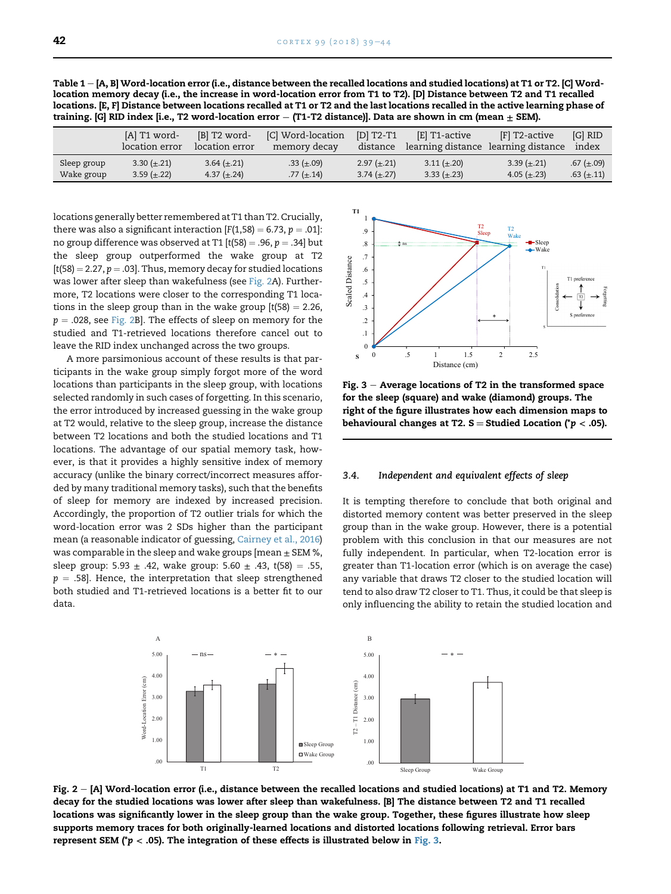**Table 1 – [A, B] Word-location error (i.e., distance between the recalled locations and studied locations) at T1 or T2. [C] Word-location memory decay (i.e., the increase in word-location error from T1 to T2). [D] Distance between T2 and T1 recalled locations. [E, F] Distance between locations recalled at T1 or T2 and the last locations recalled in the active learning phase of training. [G] RID index [i.e., T2 word-location error − (T1-T2 distance)]. Data are shown in cm (mean ± SEM).**

| | [A] T1 word-location error | [B] T2 word-location error | [C] Word-location memory decay | [D] T2-T1 distance | [E] T1-active learning distance | [F] T2-active learning distance | [G] RID index |
|---|---|---|---|---|---|---|---|
| Sleep group | 3.30 (±.21) | 3.64 (±.21) | .33 (±.09) | 2.97 (±.21) | 3.11 (±.20) | 3.39 (±.21) | .67 (±.09) |
| Wake group | 3.59 (±.22) | 4.37 (±.24) | .77 (±.14) | 3.74 (±.27) | 3.33 (±.23) | 4.05 (±.23) | .63 (±.11) |

locations generally better remembered at T1 than T2. Crucially, there was also a significant interaction [$F(1,58) = 6.73$, $p = .01$]: no group difference was observed at T1 [$t(58) = .96$, $p = .34$] but the sleep group outperformed the wake group at T2 [$t(58) = 2.27$, $p = .03$]. Thus, memory decay for studied locations was lower after sleep than wakefulness (see Fig. 2A). Furthermore, T2 locations were closer to the corresponding T1 locations in the sleep group than in the wake group [$t(58) = 2.26$, $p = .028$, see Fig. 2B]. The effects of sleep on memory for the studied and T1-retrieved locations therefore cancel out to leave the RID index unchanged across the two groups.

A more parsimonious account of these results is that participants in the wake group simply forgot more of the word locations than participants in the sleep group, with locations selected randomly in such cases of forgetting. In this scenario, the error introduced by increased guessing in the wake group at T2 would, relative to the sleep group, increase the distance between T2 locations and both the studied locations and T1 locations. The advantage of our spatial memory task, however, is that it provides a highly sensitive index of memory accuracy (unlike the binary correct/incorrect measures afforded by many traditional memory tasks), such that the benefits of sleep for memory are indexed by increased precision. Accordingly, the proportion of T2 outlier trials for which the word-location error was 2 SDs higher than the participant mean (a reasonable indicator of guessing, Cairney et al., 2016) was comparable in the sleep and wake groups [mean ± SEM %, sleep group: 5.93 ± .42, wake group: 5.60 ± .43, $t(58) = .55$, $p = .58$]. Hence, the interpretation that sleep strengthened both studied and T1-retrieved locations is a better fit to our data.

**Fig. 3 – Average locations of T2 in the transformed space for the sleep (square) and wake (diamond) groups. The right of the figure illustrates how each dimension maps to behavioural changes at T2. S = Studied Location (*$p < .05$).**

### 3.4. *Independent and equivalent effects of sleep*

It is tempting therefore to conclude that both original and distorted memory content was better preserved in the sleep group than in the wake group. However, there is a potential problem with this conclusion in that our measures are not fully independent. In particular, when T2-location error is greater than T1-location error (which is on average the case) any variable that draws T2 closer to the studied location will tend to also draw T2 closer to T1. Thus, it could be that sleep is only influencing the ability to retain the studied location and

**Fig. 2 – [A] Word-location error (i.e., distance between the recalled locations and studied locations) at T1 and T2. Memory decay for the studied locations was lower after sleep than wakefulness. [B] The distance between T2 and T1 recalled locations was significantly lower in the sleep group than the wake group. Together, these figures illustrate how sleep supports memory traces for both originally-learned locations and distorted locations following retrieval. Error bars represent SEM (*$p < .05$). The integration of these effects is illustrated below in Fig. 3.**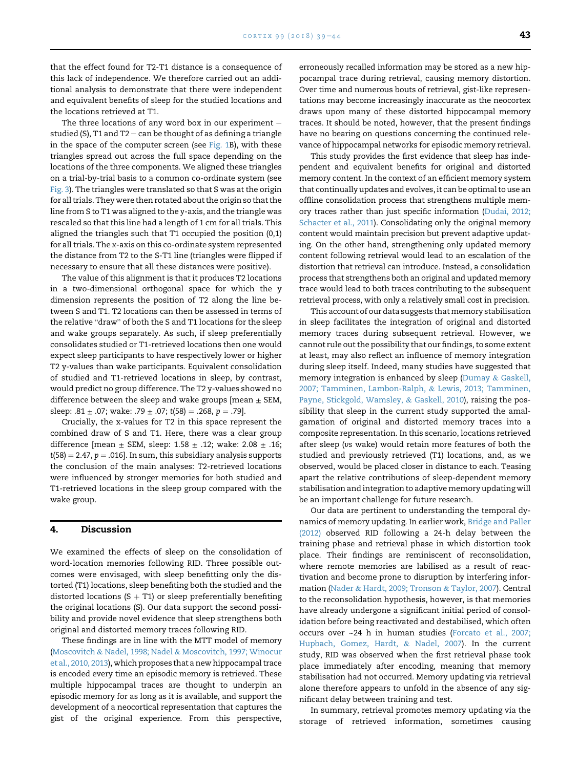that the effect found for T2-T1 distance is a consequence of this lack of independence. We therefore carried out an additional analysis to demonstrate that there were independent and equivalent benefits of sleep for the studied locations and the locations retrieved at T1.

The three locations of any word box in our experiment – studied (S), T1 and T2 – can be thought of as defining a triangle in the space of the computer screen (see Fig. 1B), with these triangles spread out across the full space depending on the locations of the three components. We aligned these triangles on a trial-by-trial basis to a common co-ordinate system (see Fig. 3). The triangles were translated so that S was at the origin for all trials. They were then rotated about the origin so that the line from S to T1 was aligned to the y-axis, and the triangle was rescaled so that this line had a length of 1 cm for all trials. This aligned the triangles such that T1 occupied the position (0,1) for all trials. The x-axis on this co-ordinate system represented the distance from T2 to the S-T1 line (triangles were flipped if necessary to ensure that all these distances were positive).

The value of this alignment is that it produces T2 locations in a two-dimensional orthogonal space for which the y dimension represents the position of T2 along the line between S and T1. T2 locations can then be assessed in terms of the relative "draw" of both the S and T1 locations for the sleep and wake groups separately. As such, if sleep preferentially consolidates studied or T1-retrieved locations then one would expect sleep participants to have respectively lower or higher T2 y-values than wake participants. Equivalent consolidation of studied and T1-retrieved locations, by contrast, would predict no group difference. The T2 y-values showed no difference between the sleep and wake groups [mean ± SEM, sleep: .81 ± .07; wake: .79 ± .07; $t(58) = .268$, $p = .79$].

Crucially, the x-values for T2 in this space represent the combined draw of S and T1. Here, there was a clear group difference [mean ± SEM, sleep: 1.58 ± .12; wake: 2.08 ± .16; $t(58) = 2.47$, $p = .016$]. In sum, this subsidiary analysis supports the conclusion of the main analyses: T2-retrieved locations were influenced by stronger memories for both studied and T1-retrieved locations in the sleep group compared with the wake group.

## 4. Discussion

We examined the effects of sleep on the consolidation of word-location memories following RID. Three possible outcomes were envisaged, with sleep benefitting only the distorted (T1) locations, sleep benefiting both the studied and the distorted locations (S + T1) or sleep preferentially benefiting the original locations (S). Our data support the second possibility and provide novel evidence that sleep strengthens both original and distorted memory traces following RID.

These findings are in line with the MTT model of memory (Moscovitch & Nadel, 1998; Nadel & Moscovitch, 1997; Winocur et al., 2010, 2013), which proposes that a new hippocampal trace is encoded every time an episodic memory is retrieved. These multiple hippocampal traces are thought to underpin an episodic memory for as long as it is available, and support the development of a neocortical representation that captures the gist of the original experience. From this perspective, erroneously recalled information may be stored as a new hippocampal trace during retrieval, causing memory distortion. Over time and numerous bouts of retrieval, gist-like representations may become increasingly inaccurate as the neocortex draws upon many of these distorted hippocampal memory traces. It should be noted, however, that the present findings have no bearing on questions concerning the continued relevance of hippocampal networks for episodic memory retrieval.

This study provides the first evidence that sleep has independent and equivalent benefits for original and distorted memory content. In the context of an efficient memory system that continually updates and evolves, it can be optimal to use an offline consolidation process that strengthens multiple memory traces rather than just specific information (Dudai, 2012; Schacter et al., 2011). Consolidating only the original memory content would maintain precision but prevent adaptive updating. On the other hand, strengthening only updated memory content following retrieval would lead to an escalation of the distortion that retrieval can introduce. Instead, a consolidation process that strengthens both an original and updated memory trace would lead to both traces contributing to the subsequent retrieval process, with only a relatively small cost in precision.

This account of our data suggests that memory stabilisation in sleep facilitates the integration of original and distorted memory traces during subsequent retrieval. However, we cannot rule out the possibility that our findings, to some extent at least, may also reflect an influence of memory integration during sleep itself. Indeed, many studies have suggested that memory integration is enhanced by sleep (Dumay & Gaskell, 2007; Tamminen, Lambon-Ralph, & Lewis, 2013; Tamminen, Payne, Stickgold, Wamsley, & Gaskell, 2010), raising the possibility that sleep in the current study supported the amalgamation of original and distorted memory traces into a composite representation. In this scenario, locations retrieved after sleep (*vs* wake) would retain more features of both the studied and previously retrieved (T1) locations, and, as we observed, would be placed closer in distance to each. Teasing apart the relative contributions of sleep-dependent memory stabilisation and integration to adaptive memory updating will be an important challenge for future research.

Our data are pertinent to understanding the temporal dynamics of memory updating. In earlier work, Bridge and Paller (2012) observed RID following a 24-h delay between the training phase and retrieval phase in which distortion took place. Their findings are reminiscent of reconsolidation, where remote memories are labilised as a result of reactivation and become prone to disruption by interfering information (Nader & Hardt, 2009; Tronson & Taylor, 2007). Central to the reconsolidation hypothesis, however, is that memories have already undergone a significant initial period of consolidation before being reactivated and destabilised, which often occurs over ~24 h in human studies (Forcato et al., 2007; Hupbach, Gomez, Hardt, & Nadel, 2007). In the current study, RID was observed when the first retrieval phase took place immediately after encoding, meaning that memory stabilisation had not occurred. Memory updating via retrieval alone therefore appears to unfold in the absence of any significant delay between training and test.

In summary, retrieval promotes memory updating via the storage of retrieved information, sometimes causing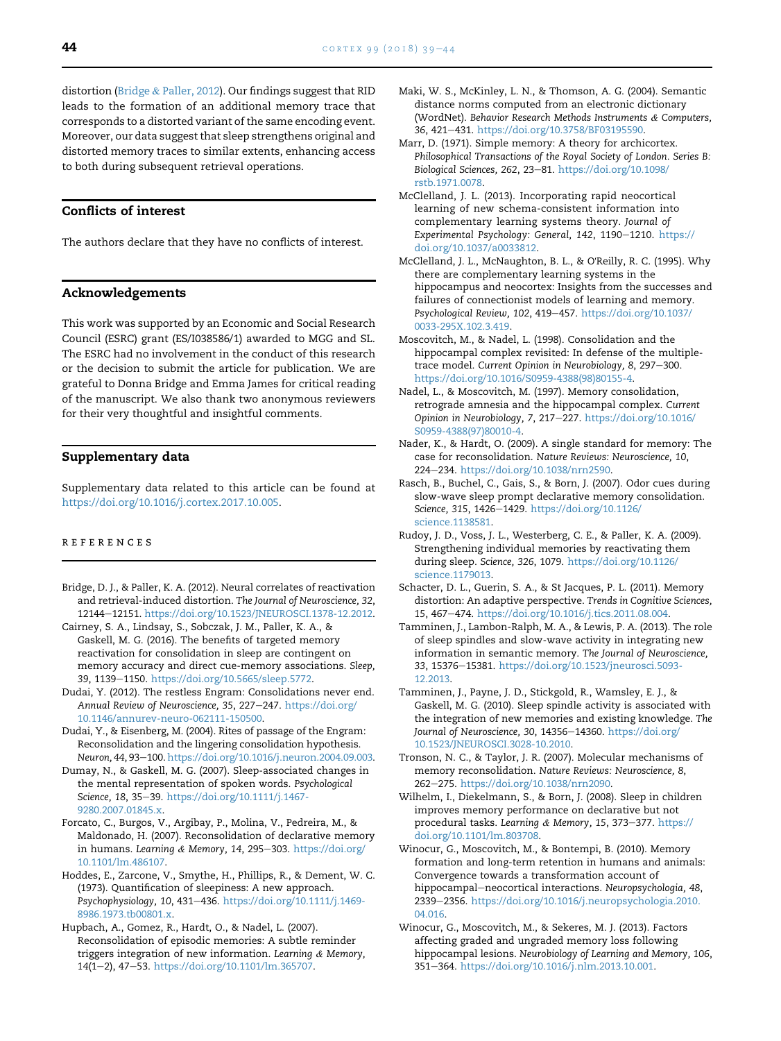distortion (Bridge & Paller, 2012). Our findings suggest that RID leads to the formation of an additional memory trace that corresponds to a distorted variant of the same encoding event. Moreover, our data suggest that sleep strengthens original and distorted memory traces to similar extents, enhancing access to both during subsequent retrieval operations.

## Conflicts of interest

The authors declare that they have no conflicts of interest.

## Acknowledgements

This work was supported by an Economic and Social Research Council (ESRC) grant (ES/I038586/1) awarded to MGG and SL. The ESRC had no involvement in the conduct of this research or the decision to submit the article for publication. We are grateful to Donna Bridge and Emma James for critical reading of the manuscript. We also thank two anonymous reviewers for their very thoughtful and insightful comments.

## Supplementary data

Supplementary data related to this article can be found at https://doi.org/10.1016/j.cortex.2017.10.005.

## REFERENCES

Bridge, D. J., & Paller, K. A. (2012). Neural correlates of reactivation and retrieval-induced distortion. *The Journal of Neuroscience, 32*, 12144–12151. https://doi.org/10.1523/JNEUROSCI.1378-12.2012.

Cairney, S. A., Lindsay, S., Sobczak, J. M., Paller, K. A., & Gaskell, M. G. (2016). The benefits of targeted memory reactivation for consolidation in sleep are contingent on memory accuracy and direct cue-memory associations. *Sleep, 39*, 1139–1150. https://doi.org/10.5665/sleep.5772.

Dudai, Y. (2012). The restless Engram: Consolidations never end. *Annual Review of Neuroscience, 35*, 227–247. https://doi.org/10.1146/annurev-neuro-062111-150500.

Dudai, Y., & Eisenberg, M. (2004). Rites of passage of the Engram: Reconsolidation and the lingering consolidation hypothesis. *Neuron, 44*, 93–100. https://doi.org/10.1016/j.neuron.2004.09.003.

Dumay, N., & Gaskell, M. G. (2007). Sleep-associated changes in the mental representation of spoken words. *Psychological Science, 18*, 35–39. https://doi.org/10.1111/j.1467-9280.2007.01845.x.

Forcato, C., Burgos, V., Argibay, P., Molina, V., Pedreira, M., & Maldonado, H. (2007). Reconsolidation of declarative memory in humans. *Learning & Memory, 14*, 295–303. https://doi.org/10.1101/lm.486107.

Hoddes, E., Zarcone, V., Smythe, H., Phillips, R., & Dement, W. C. (1973). Quantification of sleepiness: A new approach. *Psychophysiology, 10*, 431–436. https://doi.org/10.1111/j.1469-8986.1973.tb00801.x.

Hupbach, A., Gomez, R., Hardt, O., & Nadel, L. (2007). Reconsolidation of episodic memories: A subtle reminder triggers integration of new information. *Learning & Memory, 14*(1–2), 47–53. https://doi.org/10.1101/lm.365707.

Maki, W. S., McKinley, L. N., & Thomson, A. G. (2004). Semantic distance norms computed from an electronic dictionary (WordNet). *Behavior Research Methods Instruments & Computers, 36*, 421–431. https://doi.org/10.3758/BF03195590.

Marr, D. (1971). Simple memory: A theory for archicortex. *Philosophical Transactions of the Royal Society of London. Series B: Biological Sciences, 262*, 23–81. https://doi.org/10.1098/rstb.1971.0078.

McClelland, J. L. (2013). Incorporating rapid neocortical learning of new schema-consistent information into complementary learning systems theory. *Journal of Experimental Psychology: General, 142*, 1190–1210. https://doi.org/10.1037/a0033812.

McClelland, J. L., McNaughton, B. L., & O'Reilly, R. C. (1995). Why there are complementary learning systems in the hippocampus and neocortex: Insights from the successes and failures of connectionist models of learning and memory. *Psychological Review, 102*, 419–457. https://doi.org/10.1037/0033-295X.102.3.419.

Moscovitch, M., & Nadel, L. (1998). Consolidation and the hippocampal complex revisited: In defense of the multiple-trace model. *Current Opinion in Neurobiology, 8*, 297–300. https://doi.org/10.1016/S0959-4388(98)80155-4.

Nadel, L., & Moscovitch, M. (1997). Memory consolidation, retrograde amnesia and the hippocampal complex. *Current Opinion in Neurobiology, 7*, 217–227. https://doi.org/10.1016/S0959-4388(97)80010-4.

Nader, K., & Hardt, O. (2009). A single standard for memory: The case for reconsolidation. *Nature Reviews: Neuroscience, 10*, 224–234. https://doi.org/10.1038/nrn2590.

Rasch, B., Buchel, C., Gais, S., & Born, J. (2007). Odor cues during slow-wave sleep prompt declarative memory consolidation. *Science, 315*, 1426–1429. https://doi.org/10.1126/science.1138581.

Rudoy, J. D., Voss, J. L., Westerberg, C. E., & Paller, K. A. (2009). Strengthening individual memories by reactivating them during sleep. *Science, 326*, 1079. https://doi.org/10.1126/science.1179013.

Schacter, D. L., Guerin, S. A., & St Jacques, P. L. (2011). Memory distortion: An adaptive perspective. *Trends in Cognitive Sciences, 15*, 467–474. https://doi.org/10.1016/j.tics.2011.08.004.

Tamminen, J., Lambon-Ralph, M. A., & Lewis, P. A. (2013). The role of sleep spindles and slow-wave activity in integrating new information in semantic memory. *The Journal of Neuroscience, 33*, 15376–15381. https://doi.org/10.1523/jneurosci.5093-12.2013.

Tamminen, J., Payne, J. D., Stickgold, R., Wamsley, E. J., & Gaskell, M. G. (2010). Sleep spindle activity is associated with the integration of new memories and existing knowledge. *The Journal of Neuroscience, 30*, 14356–14360. https://doi.org/10.1523/JNEUROSCI.3028-10.2010.

Tronson, N. C., & Taylor, J. R. (2007). Molecular mechanisms of memory reconsolidation. *Nature Reviews: Neuroscience, 8*, 262–275. https://doi.org/10.1038/nrn2090.

Wilhelm, I., Diekelmann, S., & Born, J. (2008). Sleep in children improves memory performance on declarative but not procedural tasks. *Learning & Memory, 15*, 373–377. https://doi.org/10.1101/lm.803708.

Winocur, G., Moscovitch, M., & Bontempi, B. (2010). Memory formation and long-term retention in humans and animals: Convergence towards a transformation account of hippocampal–neocortical interactions. *Neuropsychologia, 48*, 2339–2356. https://doi.org/10.1016/j.neuropsychologia.2010.04.016.

Winocur, G., Moscovitch, M., & Sekeres, M. J. (2013). Factors affecting graded and ungraded memory loss following hippocampal lesions. *Neurobiology of Learning and Memory, 106*, 351–364. https://doi.org/10.1016/j.nlm.2013.10.001.